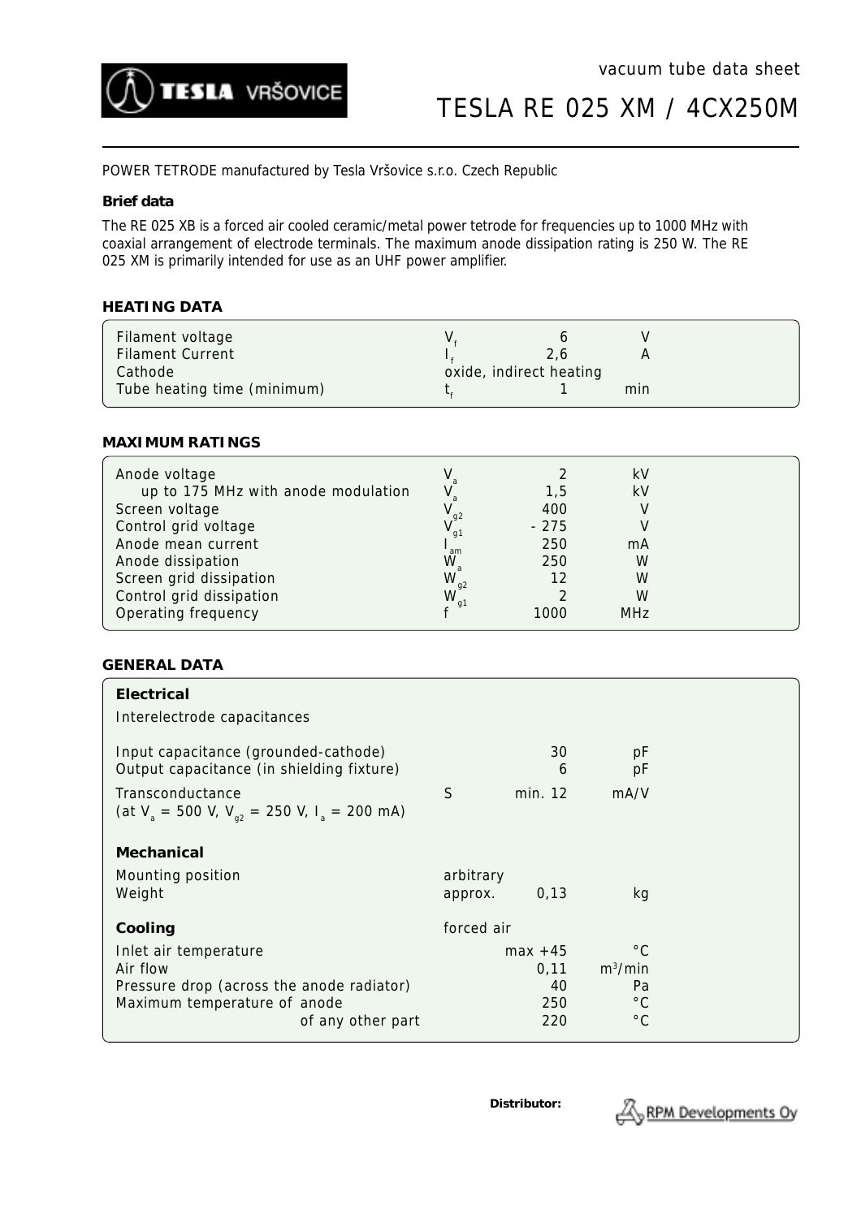TESLA VRŠOVICE

vacuum tube data sheet

# TESLA RE 025 XM / 4CX250M

POWER TETRODE manufactured by Tesla Vršovice s.r.o. Czech Republic

**Brief data**

The RE 025 XB is a forced air cooled ceramic/metal power tetrode for frequencies up to 1000 MHz with coaxial arrangement of electrode terminals. The maximum anode dissipation rating is 250 W. The RE 025 XM is primarily intended for use as an UHF power amplifier.

## HEATING DATA

| | | | |
|---|---|---|---|
| Filament voltage | $V_f$ | 6 | V |
| Filament Current | $I_f$ | 2,6 | A |
| Cathode | oxide, indirect heating | | |
| Tube heating time (minimum) | $t_f$ | 1 | min |

## MAXIMUM RATINGS

| | | | |
|---|---|---|---|
| Anode voltage | $V_a$ | 2 | kV |
| up to 175 MHz with anode modulation | $V_a$ | 1,5 | kV |
| Screen voltage | $V_{g2}$ | 400 | V |
| Control grid voltage | $V_{g1}$ | - 275 | V |
| Anode mean current | $I_{am}$ | 250 | mA |
| Anode dissipation | $W_a$ | 250 | W |
| Screen grid dissipation | $W_{g2}$ | 12 | W |
| Control grid dissipation | $W_{g1}$ | 2 | W |
| Operating frequency | f | 1000 | MHz |

## GENERAL DATA

**Electrical**

Interelectrode capacitances

| | | | |
|---|---|---|---|
| Input capacitance (grounded-cathode) | | 30 | pF |
| Output capacitance (in shielding fixture) | | 6 | pF |
| Transconductance (at $V_a$ = 500 V, $V_{g2}$ = 250 V, $I_a$ = 200 mA) | S | min. 12 | mA/V |

**Mechanical**

| | | | |
|---|---|---|---|
| Mounting position | arbitrary | | |
| Weight | approx. | 0,13 | kg |

**Cooling** forced air

| | | |
|---|---|---|
| Inlet air temperature | max +45 | °C |
| Air flow | 0,11 | $m^3$/min |
| Pressure drop (across the anode radiator) | 40 | Pa |
| Maximum temperature of anode | 250 | °C |
| of any other part | 220 | °C |

**Distributor:** RPM Developments Oy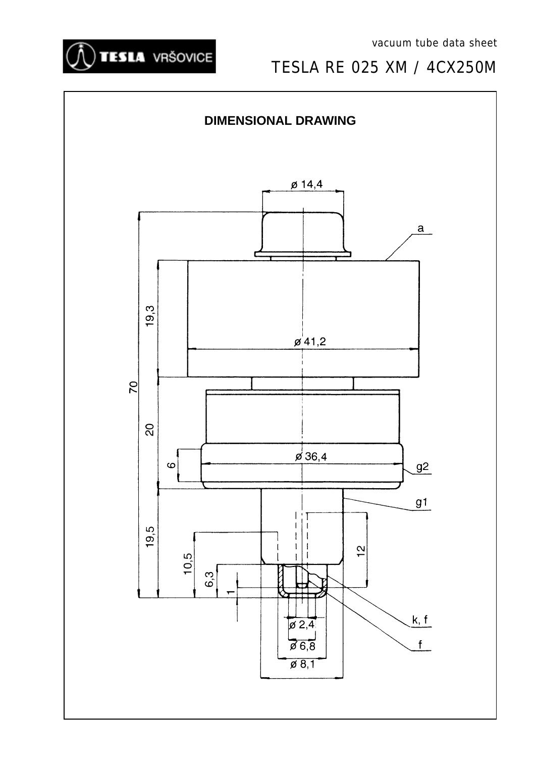# TESLA RE 025 XM / 4CX250M

vacuum tube data sheet

## DIMENSIONAL DRAWING

ø 14,4

a

19,3

ø 41,2

70

20

6

ø 36,4

g2

g1

19,5

10,5

12

6,3

1

k, f

ø 2,4

f

ø 6,8

ø 8,1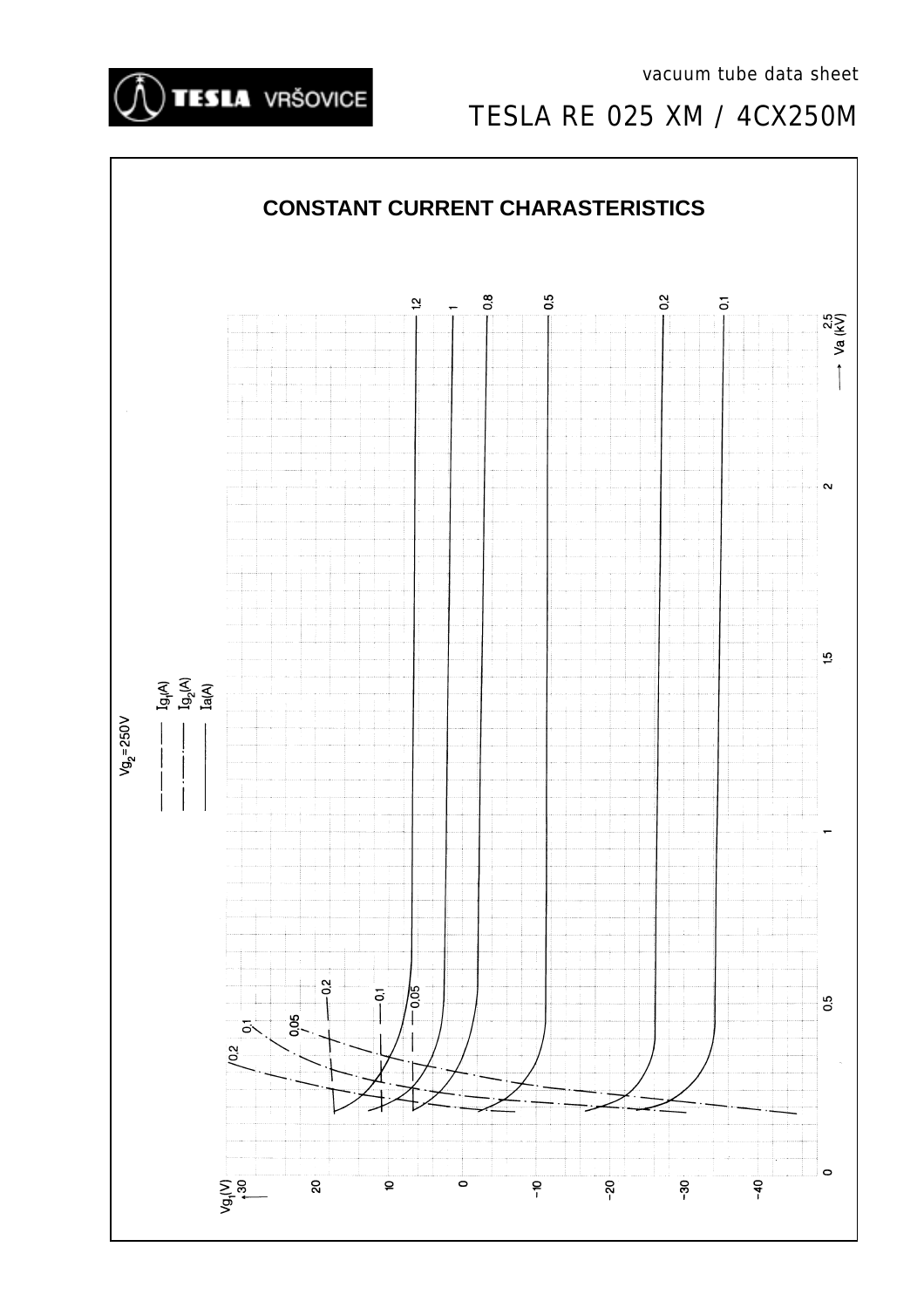vacuum tube data sheet

# TESLA RE 025 XM / 4CX250M

## CONSTANT CURRENT CHARASTERISTICS

$V_{g_2}$=250V

$I_{g_1}$(A)

$I_{g_2}$(A)

Ia(A)

1.2

1

0.8

0.5

0.2

0.1

0.2

0.1

0.05

0.2

0.1

0.05

2.5

Va (kV)

2

1.5

1

0.5

0

$V_{g_1}$(V)

30

20

10

0

−10

−20

−30

−40